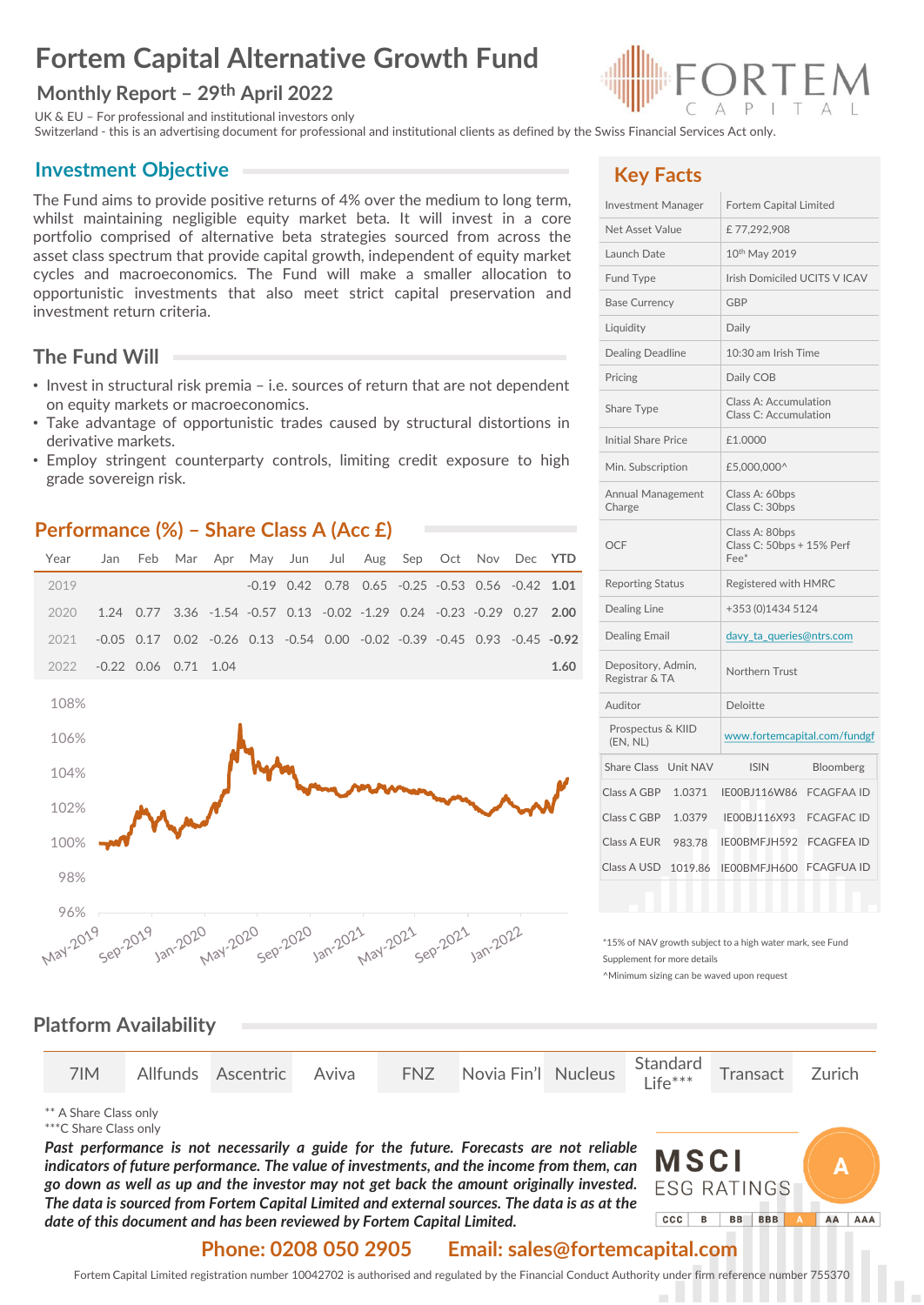# Fortem Capital Alternative Growth Fund

## Monthly Report – 29th April 2022

UK & EU – For professional and institutional investors only
Switzerland - this is an advertising document for professional and institutional clients as defined by the Swiss Financial Services Act only.

## Investment Objective

The Fund aims to provide positive returns of 4% over the medium to long term, whilst maintaining negligible equity market beta. It will invest in a core portfolio comprised of alternative beta strategies sourced from across the asset class spectrum that provide capital growth, independent of equity market cycles and macroeconomics. The Fund will make a smaller allocation to opportunistic investments that also meet strict capital preservation and investment return criteria.

## The Fund Will

- Invest in structural risk premia – i.e. sources of return that are not dependent on equity markets or macroeconomics.
- Take advantage of opportunistic trades caused by structural distortions in derivative markets.
- Employ stringent counterparty controls, limiting credit exposure to high grade sovereign risk.

## Performance (%) – Share Class A (Acc £)

| Year | Jan | Feb | Mar | Apr | May | Jun | Jul | Aug | Sep | Oct | Nov | Dec | YTD |
|---|---|---|---|---|---|---|---|---|---|---|---|---|---|
| 2019 | | | | | -0.19 | 0.42 | 0.78 | 0.65 | -0.25 | -0.53 | 0.56 | -0.42 | **1.01** |
| 2020 | 1.24 | 0.77 | 3.36 | -1.54 | -0.57 | 0.13 | -0.02 | -1.29 | 0.24 | -0.23 | -0.29 | 0.27 | **2.00** |
| 2021 | -0.05 | 0.17 | 0.02 | -0.26 | 0.13 | -0.54 | 0.00 | -0.02 | -0.39 | -0.45 | 0.93 | -0.45 | **-0.92** |
| 2022 | -0.22 | 0.06 | 0.71 | 1.04 | | | | | | | | | **1.60** |

## Key Facts

| | |
|---|---|
| Investment Manager | Fortem Capital Limited |
| Net Asset Value | £ 77,292,908 |
| Launch Date | 10th May 2019 |
| Fund Type | Irish Domiciled UCITS V ICAV |
| Base Currency | GBP |
| Liquidity | Daily |
| Dealing Deadline | 10:30 am Irish Time |
| Pricing | Daily COB |
| Share Type | Class A: Accumulation<br>Class C: Accumulation |
| Initial Share Price | £1.0000 |
| Min. Subscription | £5,000,000^ |
| Annual Management Charge | Class A: 60bps<br>Class C: 30bps |
| OCF | Class A: 80bps<br>Class C: 50bps + 15% Perf Fee* |
| Reporting Status | Registered with HMRC |
| Dealing Line | +353 (0)1434 5124 |
| Dealing Email | davy_ta_queries@ntrs.com |
| Depository, Admin, Registrar & TA | Northern Trust |
| Auditor | Deloitte |
| Prospectus & KIID (EN, NL) | www.fortemcapital.com/fundgf |

| Share Class | Unit NAV | ISIN | Bloomberg |
|---|---|---|---|
| Class A GBP | 1.0371 | IE00BJ116W86 | FCAGFAA ID |
| Class C GBP | 1.0379 | IE00BJ116X93 | FCAGFAC ID |
| Class A EUR | 983.78 | IE00BMFJH592 | FCAGFEA ID |
| Class A USD | 1019.86 | IE00BMFJH600 | FCAGFUA ID |

*15% of NAV growth subject to a high water mark, see Fund Supplement for more details
^Minimum sizing can be waved upon request

## Platform Availability

| 7IM | Allfunds | Ascentric | Aviva | FNZ | Novia Fin'l | Nucleus | Standard Life*** | Transact | Zurich |
|---|---|---|---|---|---|---|---|---|---|

** A Share Class only
***C Share Class only

***Past performance is not necessarily a guide for the future. Forecasts are not reliable indicators of future performance. The value of investments, and the income from them, can go down as well as up and the investor may not get back the amount originally invested. The data is sourced from Fortem Capital Limited and external sources. The data is as at the date of this document and has been reviewed by Fortem Capital Limited.***

MSCI ESG RATINGS: A (CCC | B | BB | BBB | A | AA | AAA)

**Phone: 0208 050 2905 Email: sales@fortemcapital.com**

Fortem Capital Limited registration number 10042702 is authorised and regulated by the Financial Conduct Authority under firm reference number 755370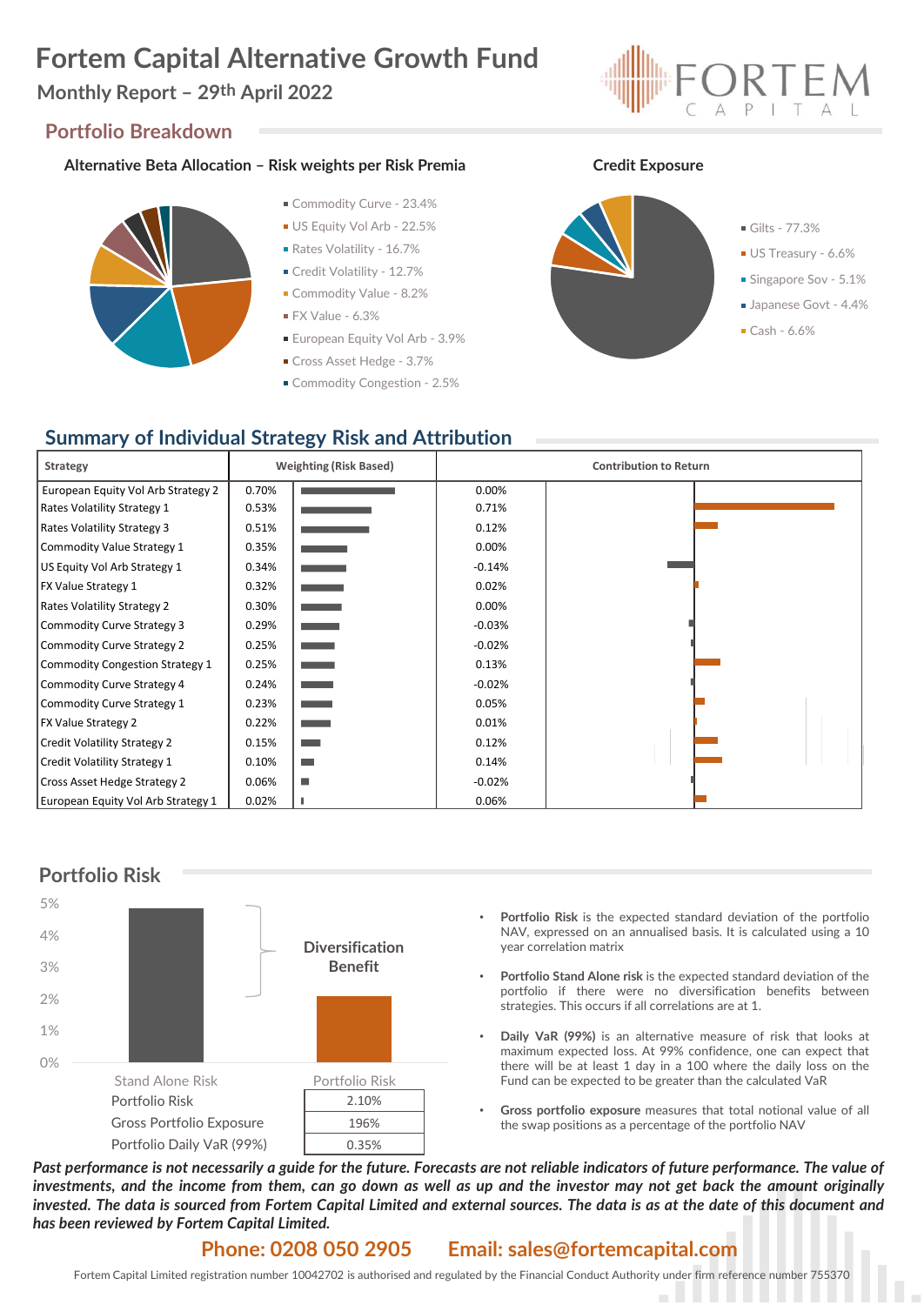# Fortem Capital Alternative Growth Fund

## Monthly Report – 29th April 2022

## Portfolio Breakdown

### Alternative Beta Allocation – Risk weights per Risk Premia

- Commodity Curve - 23.4%
- US Equity Vol Arb - 22.5%
- Rates Volatility - 16.7%
- Credit Volatility - 12.7%
- Commodity Value - 8.2%
- FX Value - 6.3%
- European Equity Vol Arb - 3.9%
- Cross Asset Hedge - 3.7%
- Commodity Congestion - 2.5%

### Credit Exposure

- Gilts - 77.3%
- US Treasury - 6.6%
- Singapore Sov - 5.1%
- Japanese Govt - 4.4%
- Cash - 6.6%

## Summary of Individual Strategy Risk and Attribution

| Strategy | Weighting (Risk Based) | Contribution to Return |
|---|---|---|
| European Equity Vol Arb Strategy 2 | 0.70% | 0.00% |
| Rates Volatility Strategy 1 | 0.53% | 0.71% |
| Rates Volatility Strategy 3 | 0.51% | 0.12% |
| Commodity Value Strategy 1 | 0.35% | 0.00% |
| US Equity Vol Arb Strategy 1 | 0.34% | -0.14% |
| FX Value Strategy 1 | 0.32% | 0.02% |
| Rates Volatility Strategy 2 | 0.30% | 0.00% |
| Commodity Curve Strategy 3 | 0.29% | -0.03% |
| Commodity Curve Strategy 2 | 0.25% | -0.02% |
| Commodity Congestion Strategy 1 | 0.25% | 0.13% |
| Commodity Curve Strategy 4 | 0.24% | -0.02% |
| Commodity Curve Strategy 1 | 0.23% | 0.05% |
| FX Value Strategy 2 | 0.22% | 0.01% |
| Credit Volatility Strategy 2 | 0.15% | 0.12% |
| Credit Volatility Strategy 1 | 0.10% | 0.14% |
| Cross Asset Hedge Strategy 2 | 0.06% | -0.02% |
| European Equity Vol Arb Strategy 1 | 0.02% | 0.06% |

## Portfolio Risk

Diversification Benefit

| | Portfolio Risk |
|---|---|
| Portfolio Risk | 2.10% |
| Gross Portfolio Exposure | 196% |
| Portfolio Daily VaR (99%) | 0.35% |

- **Portfolio Risk** is the expected standard deviation of the portfolio NAV, expressed on an annualised basis. It is calculated using a 10 year correlation matrix
- **Portfolio Stand Alone risk** is the expected standard deviation of the portfolio if there were no diversification benefits between strategies. This occurs if all correlations are at 1.
- **Daily VaR (99%)** is an alternative measure of risk that looks at maximum expected loss. At 99% confidence, one can expect that there will be at least 1 day in a 100 where the daily loss on the Fund can be expected to be greater than the calculated VaR
- **Gross portfolio exposure** measures that total notional value of all the swap positions as a percentage of the portfolio NAV

***Past performance is not necessarily a guide for the future. Forecasts are not reliable indicators of future performance. The value of investments, and the income from them, can go down as well as up and the investor may not get back the amount originally invested. The data is sourced from Fortem Capital Limited and external sources. The data is as at the date of this document and has been reviewed by Fortem Capital Limited.***

**Phone: 0208 050 2905 Email: sales@fortemcapital.com**

Fortem Capital Limited registration number 10042702 is authorised and regulated by the Financial Conduct Authority under firm reference number 755370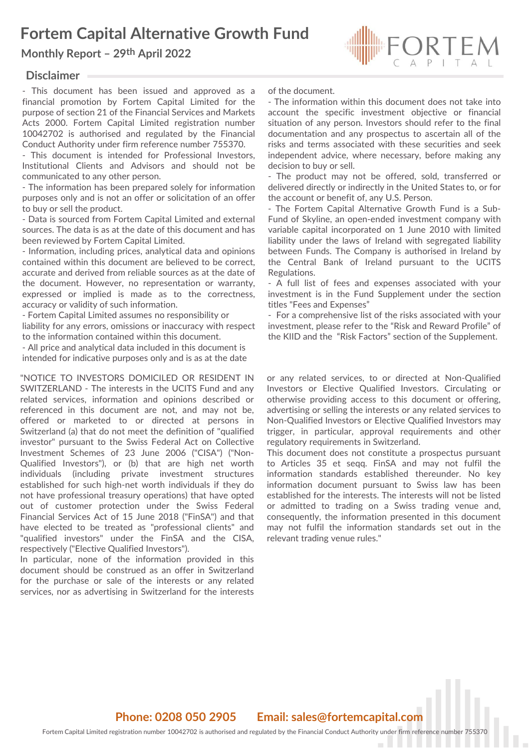# Fortem Capital Alternative Growth Fund

## Monthly Report – 29th April 2022

## Disclaimer

- This document has been issued and approved as a financial promotion by Fortem Capital Limited for the purpose of section 21 of the Financial Services and Markets Acts 2000. Fortem Capital Limited registration number 10042702 is authorised and regulated by the Financial Conduct Authority under firm reference number 755370.
- This document is intended for Professional Investors, Institutional Clients and Advisors and should not be communicated to any other person.
- The information has been prepared solely for information purposes only and is not an offer or solicitation of an offer to buy or sell the product.
- Data is sourced from Fortem Capital Limited and external sources. The data is as at the date of this document and has been reviewed by Fortem Capital Limited.
- Information, including prices, analytical data and opinions contained within this document are believed to be correct, accurate and derived from reliable sources as at the date of the document. However, no representation or warranty, expressed or implied is made as to the correctness, accuracy or validity of such information.
- Fortem Capital Limited assumes no responsibility or liability for any errors, omissions or inaccuracy with respect to the information contained within this document.
- All price and analytical data included in this document is intended for indicative purposes only and is as at the date of the document.
- The information within this document does not take into account the specific investment objective or financial situation of any person. Investors should refer to the final documentation and any prospectus to ascertain all of the risks and terms associated with these securities and seek independent advice, where necessary, before making any decision to buy or sell.
- The product may not be offered, sold, transferred or delivered directly or indirectly in the United States to, or for the account or benefit of, any U.S. Person.
- The Fortem Capital Alternative Growth Fund is a Sub-Fund of Skyline, an open-ended investment company with variable capital incorporated on 1 June 2010 with limited liability under the laws of Ireland with segregated liability between Funds. The Company is authorised in Ireland by the Central Bank of Ireland pursuant to the UCITS Regulations.
- A full list of fees and expenses associated with your investment is in the Fund Supplement under the section titles "Fees and Expenses"
- For a comprehensive list of the risks associated with your investment, please refer to the "Risk and Reward Profile" of the KIID and the "Risk Factors" section of the Supplement.

"NOTICE TO INVESTORS DOMICILED OR RESIDENT IN SWITZERLAND - The interests in the UCITS Fund and any related services, information and opinions described or referenced in this document are not, and may not be, offered or marketed to or directed at persons in Switzerland (a) that do not meet the definition of "qualified investor" pursuant to the Swiss Federal Act on Collective Investment Schemes of 23 June 2006 ("CISA") ("Non-Qualified Investors"), or (b) that are high net worth individuals (including private investment structures established for such high-net worth individuals if they do not have professional treasury operations) that have opted out of customer protection under the Swiss Federal Financial Services Act of 15 June 2018 ("FinSA") and that have elected to be treated as "professional clients" and "qualified investors" under the FinSA and the CISA, respectively ("Elective Qualified Investors").

In particular, none of the information provided in this document should be construed as an offer in Switzerland for the purchase or sale of the interests or any related services, nor as advertising in Switzerland for the interests or any related services, to or directed at Non-Qualified Investors or Elective Qualified Investors. Circulating or otherwise providing access to this document or offering, advertising or selling the interests or any related services to Non-Qualified Investors or Elective Qualified Investors may trigger, in particular, approval requirements and other regulatory requirements in Switzerland.

This document does not constitute a prospectus pursuant to Articles 35 et seqq. FinSA and may not fulfil the information standards established thereunder. No key information document pursuant to Swiss law has been established for the interests. The interests will not be listed or admitted to trading on a Swiss trading venue and, consequently, the information presented in this document may not fulfil the information standards set out in the relevant trading venue rules."

**Phone: 0208 050 2905** **Email: sales@fortemcapital.com**

Fortem Capital Limited registration number 10042702 is authorised and regulated by the Financial Conduct Authority under firm reference number 755370